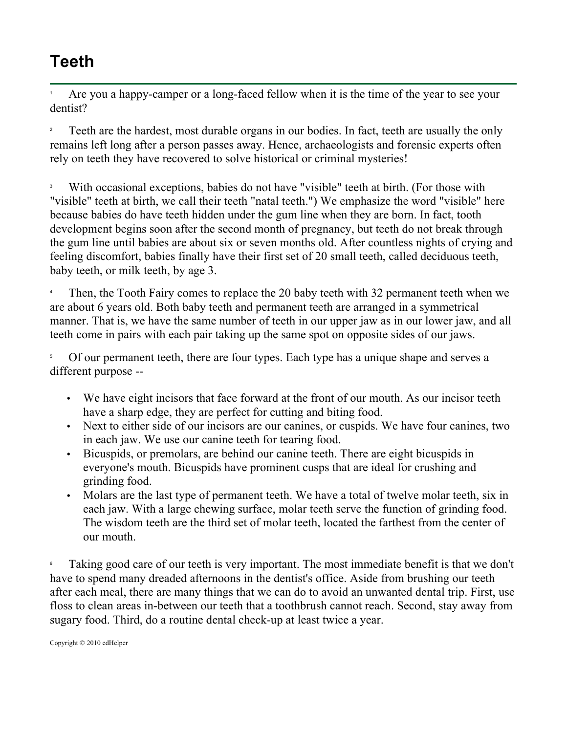# Teeth

[1] Are you a happy-camper or a long-faced fellow when it is the time of the year to see your dentist?

[2] Teeth are the hardest, most durable organs in our bodies. In fact, teeth are usually the only remains left long after a person passes away. Hence, archaeologists and forensic experts often rely on teeth they have recovered to solve historical or criminal mysteries!

[3] With occasional exceptions, babies do not have "visible" teeth at birth. (For those with "visible" teeth at birth, we call their teeth "natal teeth.") We emphasize the word "visible" here because babies do have teeth hidden under the gum line when they are born. In fact, tooth development begins soon after the second month of pregnancy, but teeth do not break through the gum line until babies are about six or seven months old. After countless nights of crying and feeling discomfort, babies finally have their first set of 20 small teeth, called deciduous teeth, baby teeth, or milk teeth, by age 3.

[4] Then, the Tooth Fairy comes to replace the 20 baby teeth with 32 permanent teeth when we are about 6 years old. Both baby teeth and permanent teeth are arranged in a symmetrical manner. That is, we have the same number of teeth in our upper jaw as in our lower jaw, and all teeth come in pairs with each pair taking up the same spot on opposite sides of our jaws.

[5] Of our permanent teeth, there are four types. Each type has a unique shape and serves a different purpose --

- We have eight incisors that face forward at the front of our mouth. As our incisor teeth have a sharp edge, they are perfect for cutting and biting food.
- Next to either side of our incisors are our canines, or cuspids. We have four canines, two in each jaw. We use our canine teeth for tearing food.
- Bicuspids, or premolars, are behind our canine teeth. There are eight bicuspids in everyone's mouth. Bicuspids have prominent cusps that are ideal for crushing and grinding food.
- Molars are the last type of permanent teeth. We have a total of twelve molar teeth, six in each jaw. With a large chewing surface, molar teeth serve the function of grinding food. The wisdom teeth are the third set of molar teeth, located the farthest from the center of our mouth.

[6] Taking good care of our teeth is very important. The most immediate benefit is that we don't have to spend many dreaded afternoons in the dentist's office. Aside from brushing our teeth after each meal, there are many things that we can do to avoid an unwanted dental trip. First, use floss to clean areas in-between our teeth that a toothbrush cannot reach. Second, stay away from sugary food. Third, do a routine dental check-up at least twice a year.

Copyright © 2010 edHelper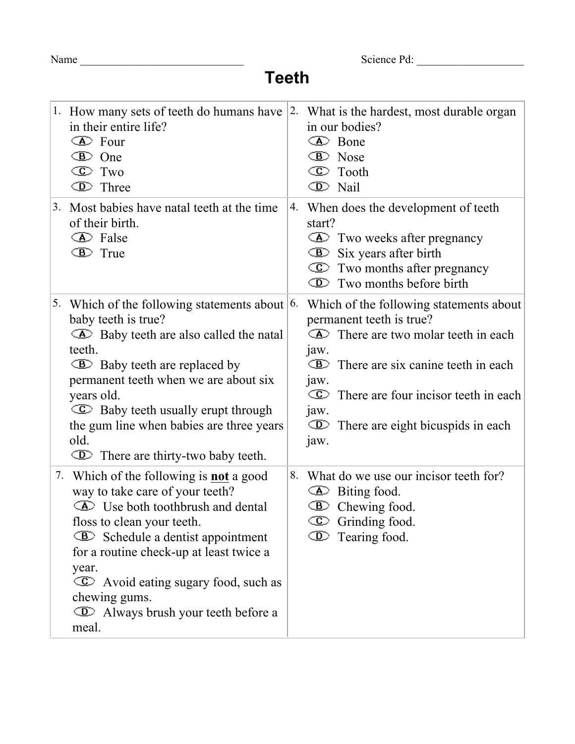Name ______________________________ Science Pd: ____________________

# Teeth

1. How many sets of teeth do humans have in their entire life?
   - (A) Four
   - (B) One
   - (C) Two
   - (D) Three

2. What is the hardest, most durable organ in our bodies?
   - (A) Bone
   - (B) Nose
   - (C) Tooth
   - (D) Nail

3. Most babies have natal teeth at the time of their birth.
   - (A) False
   - (B) True

4. When does the development of teeth start?
   - (A) Two weeks after pregnancy
   - (B) Six years after birth
   - (C) Two months after pregnancy
   - (D) Two months before birth

5. Which of the following statements about baby teeth is true?
   - (A) Baby teeth are also called the natal teeth.
   - (B) Baby teeth are replaced by permanent teeth when we are about six years old.
   - (C) Baby teeth usually erupt through the gum line when babies are three years old.
   - (D) There are thirty-two baby teeth.

6. Which of the following statements about permanent teeth is true?
   - (A) There are two molar teeth in each jaw.
   - (B) There are six canine teeth in each jaw.
   - (C) There are four incisor teeth in each jaw.
   - (D) There are eight bicuspids in each jaw.

7. Which of the following is **not** a good way to take care of your teeth?
   - (A) Use both toothbrush and dental floss to clean your teeth.
   - (B) Schedule a dentist appointment for a routine check-up at least twice a year.
   - (C) Avoid eating sugary food, such as chewing gums.
   - (D) Always brush your teeth before a meal.

8. What do we use our incisor teeth for?
   - (A) Biting food.
   - (B) Chewing food.
   - (C) Grinding food.
   - (D) Tearing food.